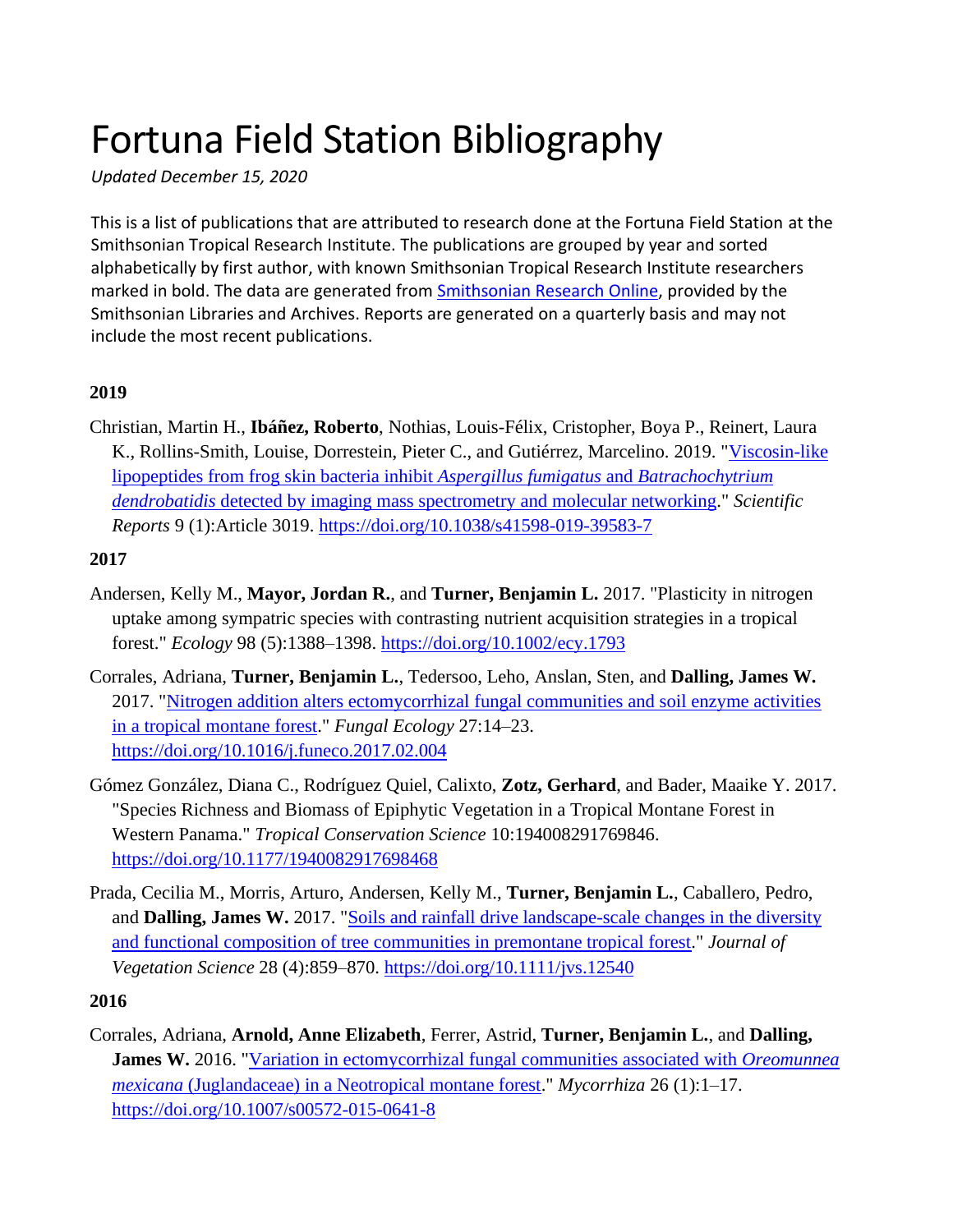# Fortuna Field Station Bibliography

*Updated December 15, 2020*

This is a list of publications that are attributed to research done at the Fortuna Field Station at the Smithsonian Tropical Research Institute. The publications are grouped by year and sorted alphabetically by first author, with known Smithsonian Tropical Research Institute researchers marked in bold. The data are generated from [Smithsonian Research Online](), provided by the Smithsonian Libraries and Archives. Reports are generated on a quarterly basis and may not include the most recent publications.

### 2019

Christian, Martin H., **Ibáñez, Roberto**, Nothias, Louis-Félix, Cristopher, Boya P., Reinert, Laura K., Rollins-Smith, Louise, Dorrestein, Pieter C., and Gutiérrez, Marcelino. 2019. "[Viscosin-like lipopeptides from frog skin bacteria inhibit *Aspergillus fumigatus* and *Batrachochytrium dendrobatidis* detected by imaging mass spectrometry and molecular networking]()." *Scientific Reports* 9 (1):Article 3019. https://doi.org/10.1038/s41598-019-39583-7

### 2017

Andersen, Kelly M., **Mayor, Jordan R.**, and **Turner, Benjamin L.** 2017. "Plasticity in nitrogen uptake among sympatric species with contrasting nutrient acquisition strategies in a tropical forest." *Ecology* 98 (5):1388–1398. https://doi.org/10.1002/ecy.1793

Corrales, Adriana, **Turner, Benjamin L.**, Tedersoo, Leho, Anslan, Sten, and **Dalling, James W.** 2017. "[Nitrogen addition alters ectomycorrhizal fungal communities and soil enzyme activities in a tropical montane forest]()." *Fungal Ecology* 27:14–23. https://doi.org/10.1016/j.funeco.2017.02.004

Gómez González, Diana C., Rodríguez Quiel, Calixto, **Zotz, Gerhard**, and Bader, Maaike Y. 2017. "Species Richness and Biomass of Epiphytic Vegetation in a Tropical Montane Forest in Western Panama." *Tropical Conservation Science* 10:194008291769846. https://doi.org/10.1177/1940082917698468

Prada, Cecilia M., Morris, Arturo, Andersen, Kelly M., **Turner, Benjamin L.**, Caballero, Pedro, and **Dalling, James W.** 2017. "[Soils and rainfall drive landscape-scale changes in the diversity and functional composition of tree communities in premontane tropical forest]()." *Journal of Vegetation Science* 28 (4):859–870. https://doi.org/10.1111/jvs.12540

### 2016

Corrales, Adriana, **Arnold, Anne Elizabeth**, Ferrer, Astrid, **Turner, Benjamin L.**, and **Dalling, James W.** 2016. "[Variation in ectomycorrhizal fungal communities associated with *Oreomunnea mexicana* (Juglandaceae) in a Neotropical montane forest]()." *Mycorrhiza* 26 (1):1–17. https://doi.org/10.1007/s00572-015-0641-8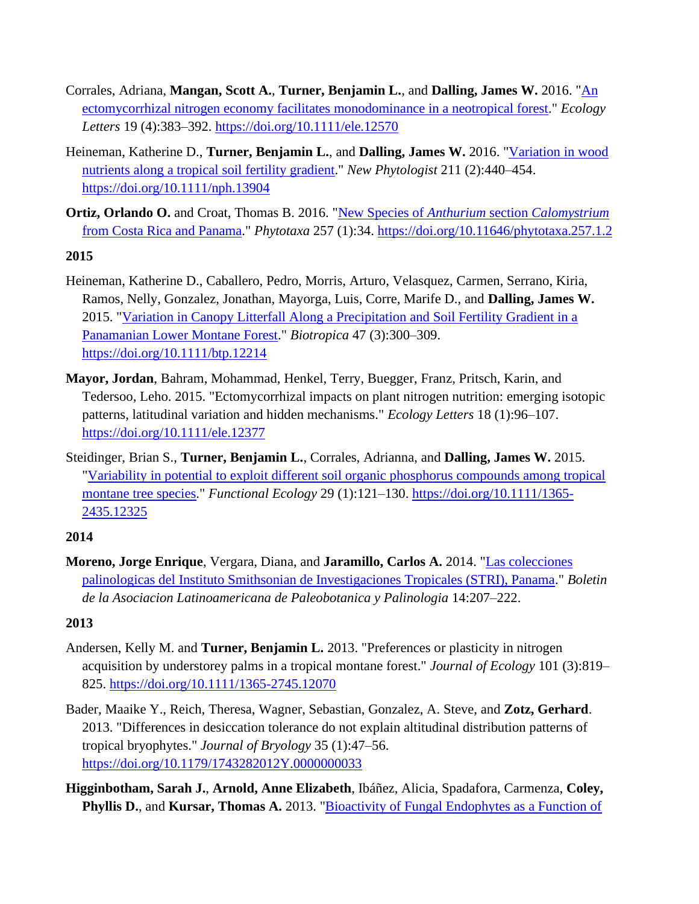Corrales, Adriana, **Mangan, Scott A.**, **Turner, Benjamin L.**, and **Dalling, James W.** 2016. "An ectomycorrhizal nitrogen economy facilitates monodominance in a neotropical forest." *Ecology Letters* 19 (4):383–392. https://doi.org/10.1111/ele.12570

Heineman, Katherine D., **Turner, Benjamin L.**, and **Dalling, James W.** 2016. "Variation in wood nutrients along a tropical soil fertility gradient." *New Phytologist* 211 (2):440–454. https://doi.org/10.1111/nph.13904

**Ortiz, Orlando O.** and Croat, Thomas B. 2016. "New Species of *Anthurium* section *Calomystrium* from Costa Rica and Panama." *Phytotaxa* 257 (1):34. https://doi.org/10.11646/phytotaxa.257.1.2

**2015**

Heineman, Katherine D., Caballero, Pedro, Morris, Arturo, Velasquez, Carmen, Serrano, Kiria, Ramos, Nelly, Gonzalez, Jonathan, Mayorga, Luis, Corre, Marife D., and **Dalling, James W.** 2015. "Variation in Canopy Litterfall Along a Precipitation and Soil Fertility Gradient in a Panamanian Lower Montane Forest." *Biotropica* 47 (3):300–309. https://doi.org/10.1111/btp.12214

**Mayor, Jordan**, Bahram, Mohammad, Henkel, Terry, Buegger, Franz, Pritsch, Karin, and Tedersoo, Leho. 2015. "Ectomycorrhizal impacts on plant nitrogen nutrition: emerging isotopic patterns, latitudinal variation and hidden mechanisms." *Ecology Letters* 18 (1):96–107. https://doi.org/10.1111/ele.12377

Steidinger, Brian S., **Turner, Benjamin L.**, Corrales, Adrianna, and **Dalling, James W.** 2015. "Variability in potential to exploit different soil organic phosphorus compounds among tropical montane tree species." *Functional Ecology* 29 (1):121–130. https://doi.org/10.1111/1365-2435.12325

**2014**

**Moreno, Jorge Enrique**, Vergara, Diana, and **Jaramillo, Carlos A.** 2014. "Las colecciones palinologicas del Instituto Smithsonian de Investigaciones Tropicales (STRI), Panama." *Boletin de la Asociacion Latinoamericana de Paleobotanica y Palinologia* 14:207–222.

**2013**

Andersen, Kelly M. and **Turner, Benjamin L.** 2013. "Preferences or plasticity in nitrogen acquisition by understorey palms in a tropical montane forest." *Journal of Ecology* 101 (3):819–825. https://doi.org/10.1111/1365-2745.12070

Bader, Maaike Y., Reich, Theresa, Wagner, Sebastian, Gonzalez, A. Steve, and **Zotz, Gerhard**. 2013. "Differences in desiccation tolerance do not explain altitudinal distribution patterns of tropical bryophytes." *Journal of Bryology* 35 (1):47–56. https://doi.org/10.1179/1743282012Y.0000000033

**Higginbotham, Sarah J.**, **Arnold, Anne Elizabeth**, Ibáñez, Alicia, Spadafora, Carmenza, **Coley, Phyllis D.**, and **Kursar, Thomas A.** 2013. "Bioactivity of Fungal Endophytes as a Function of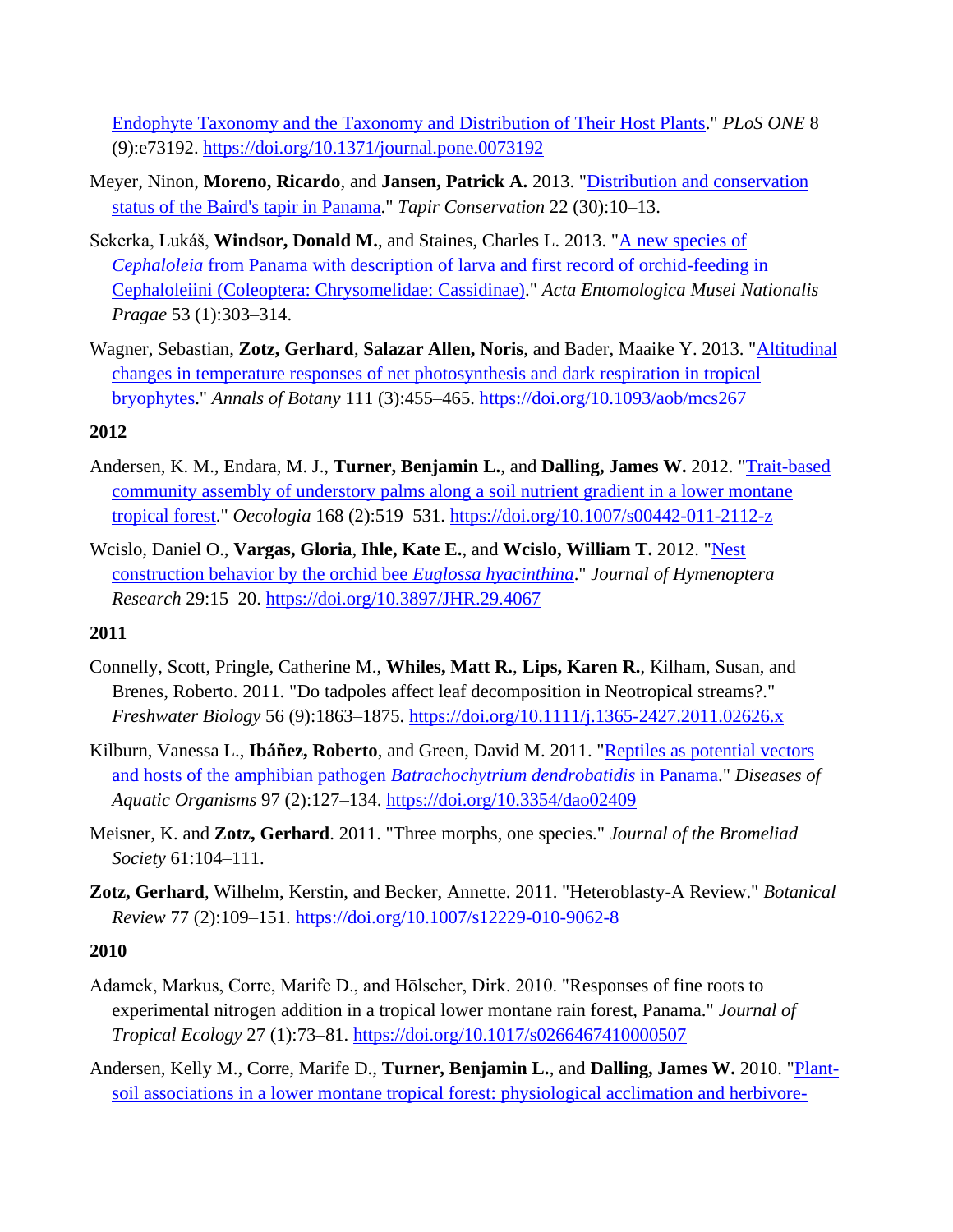Endophyte Taxonomy and the Taxonomy and Distribution of Their Host Plants." *PLoS ONE* 8 (9):e73192. https://doi.org/10.1371/journal.pone.0073192

Meyer, Ninon, **Moreno, Ricardo**, and **Jansen, Patrick A.** 2013. "Distribution and conservation status of the Baird's tapir in Panama." *Tapir Conservation* 22 (30):10–13.

Sekerka, Lukáš, **Windsor, Donald M.**, and Staines, Charles L. 2013. "A new species of *Cephaloleia* from Panama with description of larva and first record of orchid-feeding in Cephaloleiini (Coleoptera: Chrysomelidae: Cassidinae)." *Acta Entomologica Musei Nationalis Pragae* 53 (1):303–314.

Wagner, Sebastian, **Zotz, Gerhard**, **Salazar Allen, Noris**, and Bader, Maaike Y. 2013. "Altitudinal changes in temperature responses of net photosynthesis and dark respiration in tropical bryophytes." *Annals of Botany* 111 (3):455–465. https://doi.org/10.1093/aob/mcs267

**2012**

Andersen, K. M., Endara, M. J., **Turner, Benjamin L.**, and **Dalling, James W.** 2012. "Trait-based community assembly of understory palms along a soil nutrient gradient in a lower montane tropical forest." *Oecologia* 168 (2):519–531. https://doi.org/10.1007/s00442-011-2112-z

Wcislo, Daniel O., **Vargas, Gloria**, **Ihle, Kate E.**, and **Wcislo, William T.** 2012. "Nest construction behavior by the orchid bee *Euglossa hyacinthina*." *Journal of Hymenoptera Research* 29:15–20. https://doi.org/10.3897/JHR.29.4067

**2011**

Connelly, Scott, Pringle, Catherine M., **Whiles, Matt R.**, **Lips, Karen R.**, Kilham, Susan, and Brenes, Roberto. 2011. "Do tadpoles affect leaf decomposition in Neotropical streams?." *Freshwater Biology* 56 (9):1863–1875. https://doi.org/10.1111/j.1365-2427.2011.02626.x

Kilburn, Vanessa L., **Ibáñez, Roberto**, and Green, David M. 2011. "Reptiles as potential vectors and hosts of the amphibian pathogen *Batrachochytrium dendrobatidis* in Panama." *Diseases of Aquatic Organisms* 97 (2):127–134. https://doi.org/10.3354/dao02409

Meisner, K. and **Zotz, Gerhard**. 2011. "Three morphs, one species." *Journal of the Bromeliad Society* 61:104–111.

**Zotz, Gerhard**, Wilhelm, Kerstin, and Becker, Annette. 2011. "Heteroblasty-A Review." *Botanical Review* 77 (2):109–151. https://doi.org/10.1007/s12229-010-9062-8

**2010**

Adamek, Markus, Corre, Marife D., and Hōlscher, Dirk. 2010. "Responses of fine roots to experimental nitrogen addition in a tropical lower montane rain forest, Panama." *Journal of Tropical Ecology* 27 (1):73–81. https://doi.org/10.1017/s0266467410000507

Andersen, Kelly M., Corre, Marife D., **Turner, Benjamin L.**, and **Dalling, James W.** 2010. "Plant-soil associations in a lower montane tropical forest: physiological acclimation and herbivore-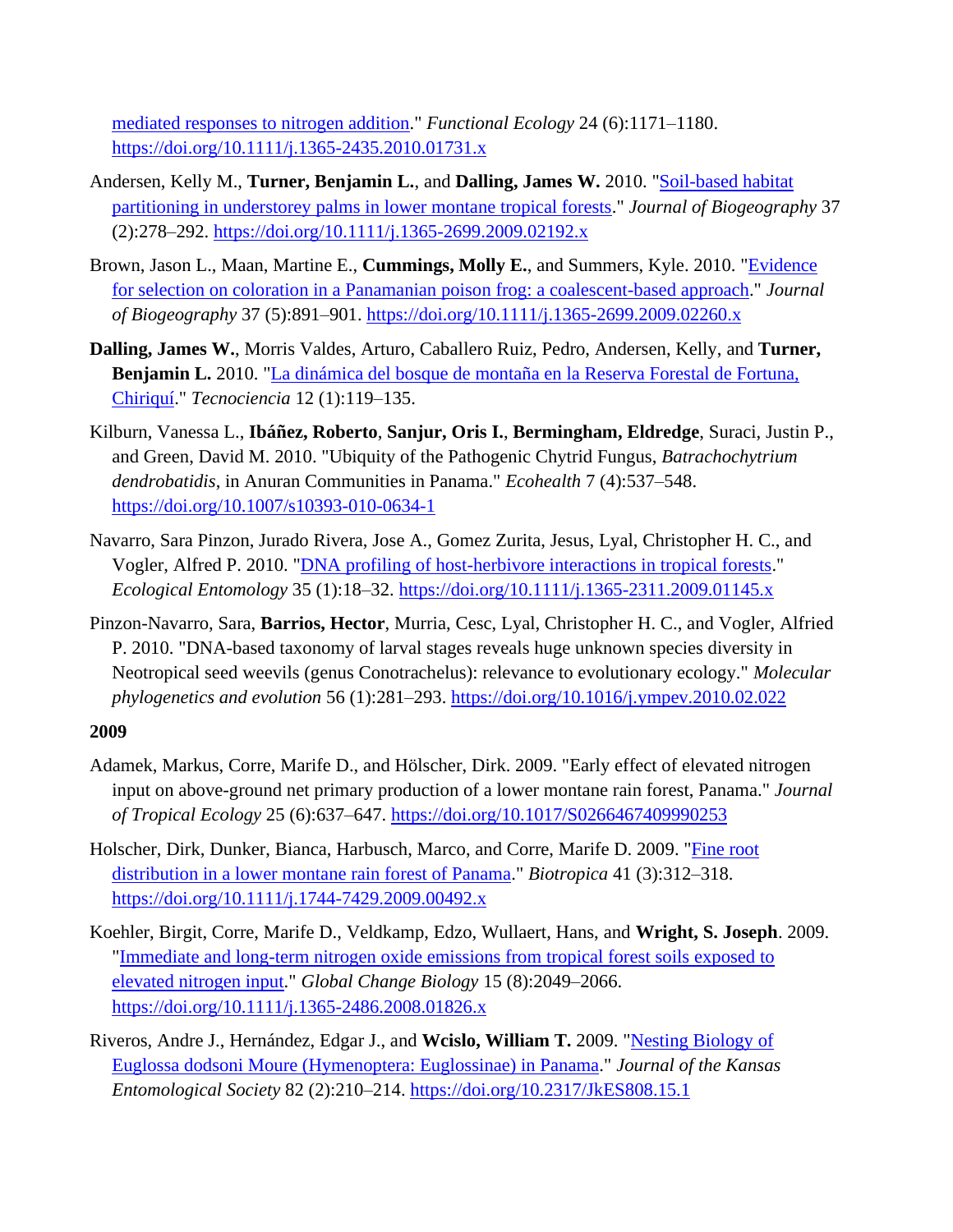[mediated responses to nitrogen addition](https://doi.org/10.1111/j.1365-2435.2010.01731.x)." *Functional Ecology* 24 (6):1171–1180. https://doi.org/10.1111/j.1365-2435.2010.01731.x

Andersen, Kelly M., **Turner, Benjamin L.**, and **Dalling, James W.** 2010. "[Soil-based habitat partitioning in understorey palms in lower montane tropical forests](https://doi.org/10.1111/j.1365-2699.2009.02192.x)." *Journal of Biogeography* 37 (2):278–292. https://doi.org/10.1111/j.1365-2699.2009.02192.x

Brown, Jason L., Maan, Martine E., **Cummings, Molly E.**, and Summers, Kyle. 2010. "[Evidence for selection on coloration in a Panamanian poison frog: a coalescent-based approach](https://doi.org/10.1111/j.1365-2699.2009.02260.x)." *Journal of Biogeography* 37 (5):891–901. https://doi.org/10.1111/j.1365-2699.2009.02260.x

**Dalling, James W.**, Morris Valdes, Arturo, Caballero Ruiz, Pedro, Andersen, Kelly, and **Turner, Benjamin L.** 2010. "La dinámica del bosque de montaña en la Reserva Forestal de Fortuna, Chiriquí." *Tecnociencia* 12 (1):119–135.

Kilburn, Vanessa L., **Ibáñez, Roberto**, **Sanjur, Oris I.**, **Bermingham, Eldredge**, Suraci, Justin P., and Green, David M. 2010. "Ubiquity of the Pathogenic Chytrid Fungus, *Batrachochytrium dendrobatidis*, in Anuran Communities in Panama." *Ecohealth* 7 (4):537–548. https://doi.org/10.1007/s10393-010-0634-1

Navarro, Sara Pinzon, Jurado Rivera, Jose A., Gomez Zurita, Jesus, Lyal, Christopher H. C., and Vogler, Alfred P. 2010. "[DNA profiling of host-herbivore interactions in tropical forests](https://doi.org/10.1111/j.1365-2311.2009.01145.x)." *Ecological Entomology* 35 (1):18–32. https://doi.org/10.1111/j.1365-2311.2009.01145.x

Pinzon-Navarro, Sara, **Barrios, Hector**, Murria, Cesc, Lyal, Christopher H. C., and Vogler, Alfried P. 2010. "DNA-based taxonomy of larval stages reveals huge unknown species diversity in Neotropical seed weevils (genus Conotrachelus): relevance to evolutionary ecology." *Molecular phylogenetics and evolution* 56 (1):281–293. https://doi.org/10.1016/j.ympev.2010.02.022

**2009**

Adamek, Markus, Corre, Marife D., and Hölscher, Dirk. 2009. "Early effect of elevated nitrogen input on above-ground net primary production of a lower montane rain forest, Panama." *Journal of Tropical Ecology* 25 (6):637–647. https://doi.org/10.1017/S0266467409990253

Holscher, Dirk, Dunker, Bianca, Harbusch, Marco, and Corre, Marife D. 2009. "[Fine root distribution in a lower montane rain forest of Panama](https://doi.org/10.1111/j.1744-7429.2009.00492.x)." *Biotropica* 41 (3):312–318. https://doi.org/10.1111/j.1744-7429.2009.00492.x

Koehler, Birgit, Corre, Marife D., Veldkamp, Edzo, Wullaert, Hans, and **Wright, S. Joseph**. 2009. "[Immediate and long-term nitrogen oxide emissions from tropical forest soils exposed to elevated nitrogen input](https://doi.org/10.1111/j.1365-2486.2008.01826.x)." *Global Change Biology* 15 (8):2049–2066. https://doi.org/10.1111/j.1365-2486.2008.01826.x

Riveros, Andre J., Hernández, Edgar J., and **Wcislo, William T.** 2009. "[Nesting Biology of Euglossa dodsoni Moure (Hymenoptera: Euglossinae) in Panama](https://doi.org/10.2317/JkES808.15.1)." *Journal of the Kansas Entomological Society* 82 (2):210–214. https://doi.org/10.2317/JkES808.15.1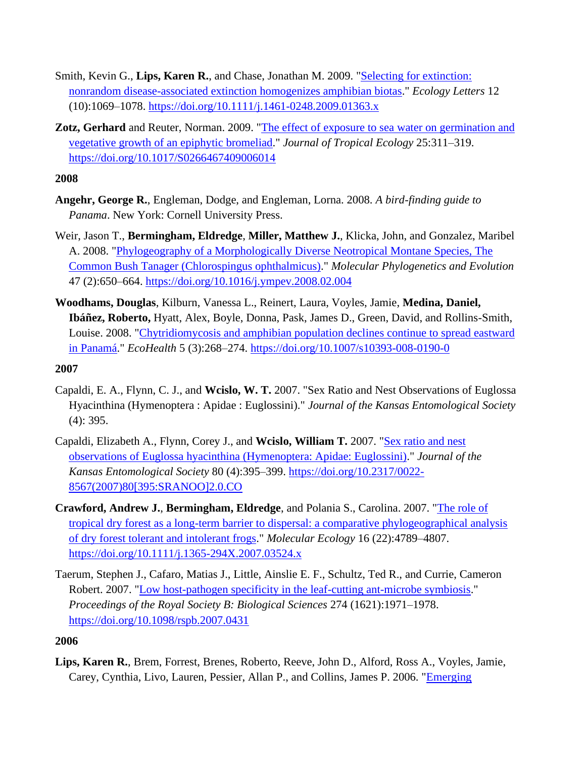Smith, Kevin G., **Lips, Karen R.**, and Chase, Jonathan M. 2009. "[Selecting for extinction: nonrandom disease-associated extinction homogenizes amphibian biotas](https://doi.org/10.1111/j.1461-0248.2009.01363.x)." *Ecology Letters* 12 (10):1069–1078. https://doi.org/10.1111/j.1461-0248.2009.01363.x

**Zotz, Gerhard** and Reuter, Norman. 2009. "[The effect of exposure to sea water on germination and vegetative growth of an epiphytic bromeliad](https://doi.org/10.1017/S0266467409006014)." *Journal of Tropical Ecology* 25:311–319. https://doi.org/10.1017/S0266467409006014

**2008**

**Angehr, George R.**, Engleman, Dodge, and Engleman, Lorna. 2008. *A bird-finding guide to Panama*. New York: Cornell University Press.

Weir, Jason T., **Bermingham, Eldredge**, **Miller, Matthew J.**, Klicka, John, and Gonzalez, Maribel A. 2008. "[Phylogeography of a Morphologically Diverse Neotropical Montane Species, The Common Bush Tanager (Chlorospingus ophthalmicus)](https://doi.org/10.1016/j.ympev.2008.02.004)." *Molecular Phylogenetics and Evolution* 47 (2):650–664. https://doi.org/10.1016/j.ympev.2008.02.004

**Woodhams, Douglas**, Kilburn, Vanessa L., Reinert, Laura, Voyles, Jamie, **Medina, Daniel, Ibáñez, Roberto,** Hyatt, Alex, Boyle, Donna, Pask, James D., Green, David, and Rollins-Smith, Louise. 2008. "[Chytridiomycosis and amphibian population declines continue to spread eastward in Panamá](https://doi.org/10.1007/s10393-008-0190-0)." *EcoHealth* 5 (3):268–274. https://doi.org/10.1007/s10393-008-0190-0

**2007**

Capaldi, E. A., Flynn, C. J., and **Wcislo, W. T.** 2007. "Sex Ratio and Nest Observations of Euglossa Hyacinthina (Hymenoptera : Apidae : Euglossini)." *Journal of the Kansas Entomological Society* (4): 395.

Capaldi, Elizabeth A., Flynn, Corey J., and **Wcislo, William T.** 2007. "[Sex ratio and nest observations of Euglossa hyacinthina (Hymenoptera: Apidae: Euglossini)](https://doi.org/10.2317/0022-8567(2007)80[395:SRANOO]2.0.CO)." *Journal of the Kansas Entomological Society* 80 (4):395–399. https://doi.org/10.2317/0022-8567(2007)80[395:SRANOO]2.0.CO

**Crawford, Andrew J.**, **Bermingham, Eldredge**, and Polania S., Carolina. 2007. "[The role of tropical dry forest as a long-term barrier to dispersal: a comparative phylogeographical analysis of dry forest tolerant and intolerant frogs](https://doi.org/10.1111/j.1365-294X.2007.03524.x)." *Molecular Ecology* 16 (22):4789–4807. https://doi.org/10.1111/j.1365-294X.2007.03524.x

Taerum, Stephen J., Cafaro, Matias J., Little, Ainslie E. F., Schultz, Ted R., and Currie, Cameron Robert. 2007. "[Low host-pathogen specificity in the leaf-cutting ant-microbe symbiosis](https://doi.org/10.1098/rspb.2007.0431)." *Proceedings of the Royal Society B: Biological Sciences* 274 (1621):1971–1978. https://doi.org/10.1098/rspb.2007.0431

**2006**

**Lips, Karen R.**, Brem, Forrest, Brenes, Roberto, Reeve, John D., Alford, Ross A., Voyles, Jamie, Carey, Cynthia, Livo, Lauren, Pessier, Allan P., and Collins, James P. 2006. "Emerging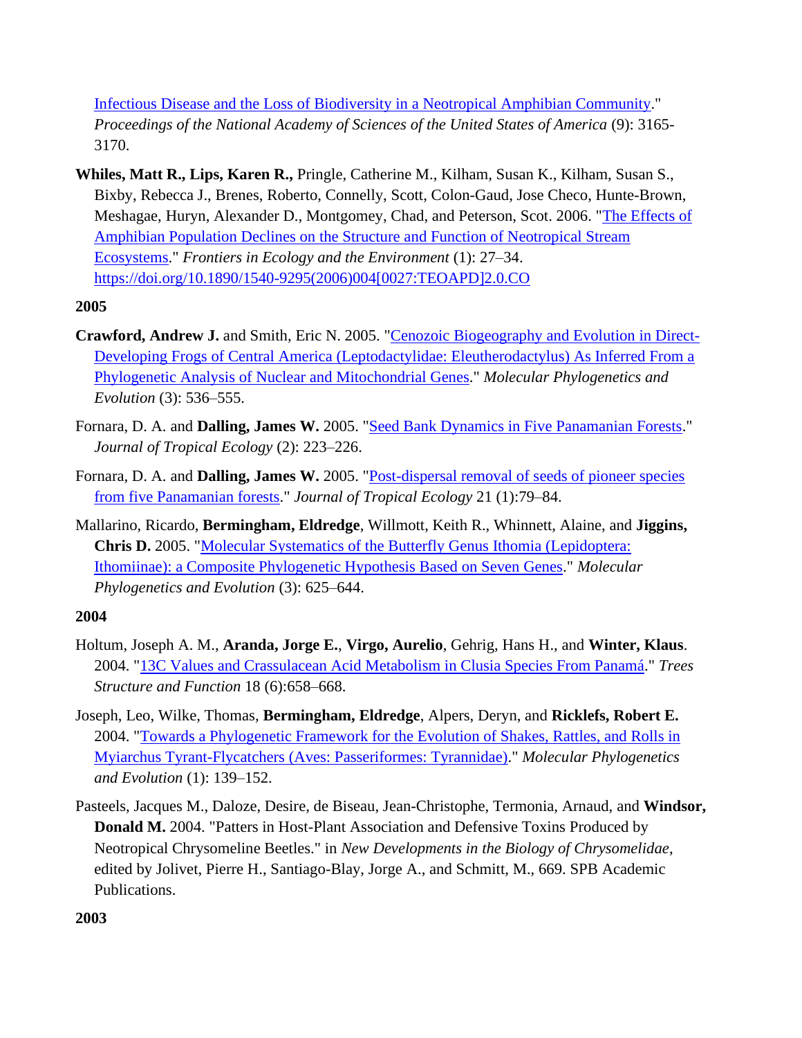Infectious Disease and the Loss of Biodiversity in a Neotropical Amphibian Community." *Proceedings of the National Academy of Sciences of the United States of America* (9): 3165-3170.

**Whiles, Matt R., Lips, Karen R.,** Pringle, Catherine M., Kilham, Susan K., Kilham, Susan S., Bixby, Rebecca J., Brenes, Roberto, Connelly, Scott, Colon-Gaud, Jose Checo, Hunte-Brown, Meshagae, Huryn, Alexander D., Montgomey, Chad, and Peterson, Scot. 2006. "The Effects of Amphibian Population Declines on the Structure and Function of Neotropical Stream Ecosystems." *Frontiers in Ecology and the Environment* (1): 27–34. https://doi.org/10.1890/1540-9295(2006)004[0027:TEOAPD]2.0.CO

**2005**

**Crawford, Andrew J.** and Smith, Eric N. 2005. "Cenozoic Biogeography and Evolution in Direct-Developing Frogs of Central America (Leptodactylidae: Eleutherodactylus) As Inferred From a Phylogenetic Analysis of Nuclear and Mitochondrial Genes." *Molecular Phylogenetics and Evolution* (3): 536–555.

Fornara, D. A. and **Dalling, James W.** 2005. "Seed Bank Dynamics in Five Panamanian Forests." *Journal of Tropical Ecology* (2): 223–226.

Fornara, D. A. and **Dalling, James W.** 2005. "Post-dispersal removal of seeds of pioneer species from five Panamanian forests." *Journal of Tropical Ecology* 21 (1):79–84.

Mallarino, Ricardo, **Bermingham, Eldredge**, Willmott, Keith R., Whinnett, Alaine, and **Jiggins, Chris D.** 2005. "Molecular Systematics of the Butterfly Genus Ithomia (Lepidoptera: Ithomiinae): a Composite Phylogenetic Hypothesis Based on Seven Genes." *Molecular Phylogenetics and Evolution* (3): 625–644.

**2004**

Holtum, Joseph A. M., **Aranda, Jorge E.**, **Virgo, Aurelio**, Gehrig, Hans H., and **Winter, Klaus**. 2004. "13C Values and Crassulacean Acid Metabolism in Clusia Species From Panamá." *Trees Structure and Function* 18 (6):658–668.

Joseph, Leo, Wilke, Thomas, **Bermingham, Eldredge**, Alpers, Deryn, and **Ricklefs, Robert E.** 2004. "Towards a Phylogenetic Framework for the Evolution of Shakes, Rattles, and Rolls in Myiarchus Tyrant-Flycatchers (Aves: Passeriformes: Tyrannidae)." *Molecular Phylogenetics and Evolution* (1): 139–152.

Pasteels, Jacques M., Daloze, Desire, de Biseau, Jean-Christophe, Termonia, Arnaud, and **Windsor, Donald M.** 2004. "Patters in Host-Plant Association and Defensive Toxins Produced by Neotropical Chrysomeline Beetles." in *New Developments in the Biology of Chrysomelidae*, edited by Jolivet, Pierre H., Santiago-Blay, Jorge A., and Schmitt, M., 669. SPB Academic Publications.

**2003**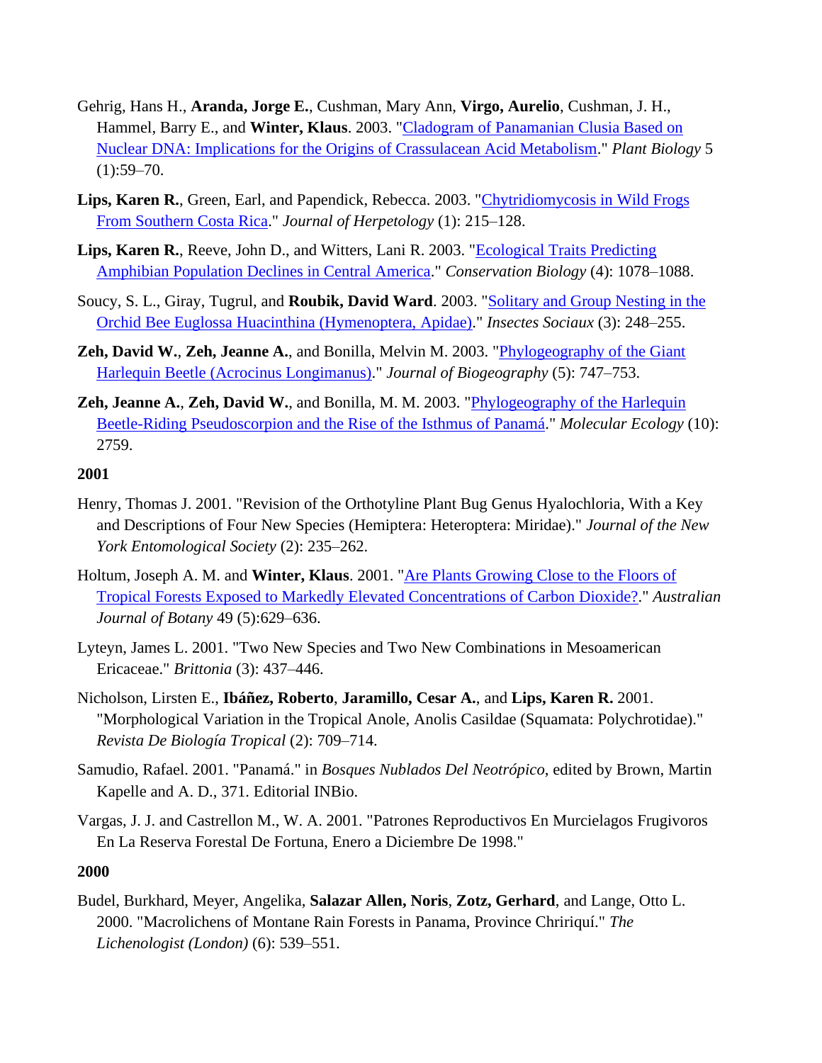Gehrig, Hans H., **Aranda, Jorge E.**, Cushman, Mary Ann, **Virgo, Aurelio**, Cushman, J. H., Hammel, Barry E., and **Winter, Klaus**. 2003. "Cladogram of Panamanian Clusia Based on Nuclear DNA: Implications for the Origins of Crassulacean Acid Metabolism." *Plant Biology* 5 (1):59–70.

**Lips, Karen R.**, Green, Earl, and Papendick, Rebecca. 2003. "Chytridiomycosis in Wild Frogs From Southern Costa Rica." *Journal of Herpetology* (1): 215–128.

**Lips, Karen R.**, Reeve, John D., and Witters, Lani R. 2003. "Ecological Traits Predicting Amphibian Population Declines in Central America." *Conservation Biology* (4): 1078–1088.

Soucy, S. L., Giray, Tugrul, and **Roubik, David Ward**. 2003. "Solitary and Group Nesting in the Orchid Bee Euglossa Huacinthina (Hymenoptera, Apidae)." *Insectes Sociaux* (3): 248–255.

**Zeh, David W.**, **Zeh, Jeanne A.**, and Bonilla, Melvin M. 2003. "Phylogeography of the Giant Harlequin Beetle (Acrocinus Longimanus)." *Journal of Biogeography* (5): 747–753.

**Zeh, Jeanne A.**, **Zeh, David W.**, and Bonilla, M. M. 2003. "Phylogeography of the Harlequin Beetle-Riding Pseudoscorpion and the Rise of the Isthmus of Panamá." *Molecular Ecology* (10): 2759.

**2001**

Henry, Thomas J. 2001. "Revision of the Orthotyline Plant Bug Genus Hyalochloria, With a Key and Descriptions of Four New Species (Hemiptera: Heteroptera: Miridae)." *Journal of the New York Entomological Society* (2): 235–262.

Holtum, Joseph A. M. and **Winter, Klaus**. 2001. "Are Plants Growing Close to the Floors of Tropical Forests Exposed to Markedly Elevated Concentrations of Carbon Dioxide?." *Australian Journal of Botany* 49 (5):629–636.

Lyteyn, James L. 2001. "Two New Species and Two New Combinations in Mesoamerican Ericaceae." *Brittonia* (3): 437–446.

Nicholson, Lirsten E., **Ibáñez, Roberto**, **Jaramillo, Cesar A.**, and **Lips, Karen R.** 2001. "Morphological Variation in the Tropical Anole, Anolis Casildae (Squamata: Polychrotidae)." *Revista De Biología Tropical* (2): 709–714.

Samudio, Rafael. 2001. "Panamá." in *Bosques Nublados Del Neotrópico*, edited by Brown, Martin Kapelle and A. D., 371. Editorial INBio.

Vargas, J. J. and Castrellon M., W. A. 2001. "Patrones Reproductivos En Murcielagos Frugivoros En La Reserva Forestal De Fortuna, Enero a Diciembre De 1998."

**2000**

Budel, Burkhard, Meyer, Angelika, **Salazar Allen, Noris**, **Zotz, Gerhard**, and Lange, Otto L. 2000. "Macrolichens of Montane Rain Forests in Panama, Province Chririquí." *The Lichenologist (London)* (6): 539–551.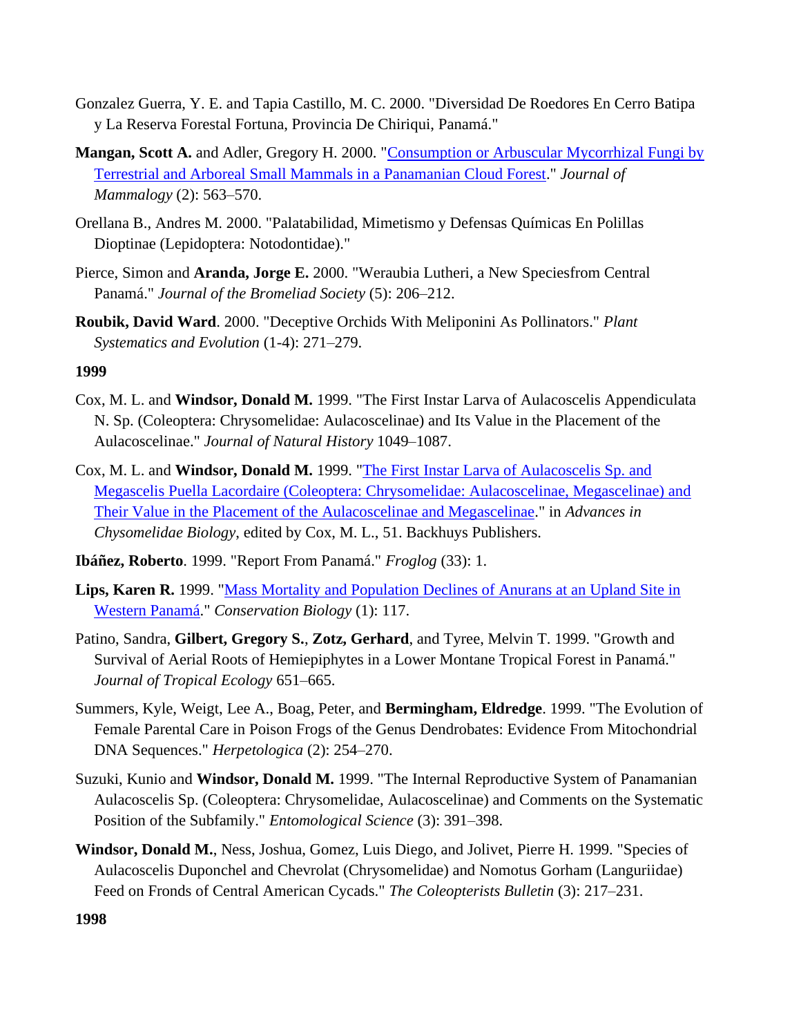Gonzalez Guerra, Y. E. and Tapia Castillo, M. C. 2000. "Diversidad De Roedores En Cerro Batipa y La Reserva Forestal Fortuna, Provincia De Chiriqui, Panamá."

**Mangan, Scott A.** and Adler, Gregory H. 2000. "Consumption or Arbuscular Mycorrhizal Fungi by Terrestrial and Arboreal Small Mammals in a Panamanian Cloud Forest." *Journal of Mammalogy* (2): 563–570.

Orellana B., Andres M. 2000. "Palatabilidad, Mimetismo y Defensas Químicas En Polillas Dioptinae (Lepidoptera: Notodontidae)."

Pierce, Simon and **Aranda, Jorge E.** 2000. "Weraubia Lutheri, a New Speciesfrom Central Panamá." *Journal of the Bromeliad Society* (5): 206–212.

**Roubik, David Ward**. 2000. "Deceptive Orchids With Meliponini As Pollinators." *Plant Systematics and Evolution* (1-4): 271–279.

**1999**

Cox, M. L. and **Windsor, Donald M.** 1999. "The First Instar Larva of Aulacoscelis Appendiculata N. Sp. (Coleoptera: Chrysomelidae: Aulacoscelinae) and Its Value in the Placement of the Aulacoscelinae." *Journal of Natural History* 1049–1087.

Cox, M. L. and **Windsor, Donald M.** 1999. "The First Instar Larva of Aulacoscelis Sp. and Megascelis Puella Lacordaire (Coleoptera: Chrysomelidae: Aulacoscelinae, Megascelinae) and Their Value in the Placement of the Aulacoscelinae and Megascelinae." in *Advances in Chysomelidae Biology*, edited by Cox, M. L., 51. Backhuys Publishers.

**Ibáñez, Roberto**. 1999. "Report From Panamá." *Froglog* (33): 1.

**Lips, Karen R.** 1999. "Mass Mortality and Population Declines of Anurans at an Upland Site in Western Panamá." *Conservation Biology* (1): 117.

Patino, Sandra, **Gilbert, Gregory S.**, **Zotz, Gerhard**, and Tyree, Melvin T. 1999. "Growth and Survival of Aerial Roots of Hemiepiphytes in a Lower Montane Tropical Forest in Panamá." *Journal of Tropical Ecology* 651–665.

Summers, Kyle, Weigt, Lee A., Boag, Peter, and **Bermingham, Eldredge**. 1999. "The Evolution of Female Parental Care in Poison Frogs of the Genus Dendrobates: Evidence From Mitochondrial DNA Sequences." *Herpetologica* (2): 254–270.

Suzuki, Kunio and **Windsor, Donald M.** 1999. "The Internal Reproductive System of Panamanian Aulacoscelis Sp. (Coleoptera: Chrysomelidae, Aulacoscelinae) and Comments on the Systematic Position of the Subfamily." *Entomological Science* (3): 391–398.

**Windsor, Donald M.**, Ness, Joshua, Gomez, Luis Diego, and Jolivet, Pierre H. 1999. "Species of Aulacoscelis Duponchel and Chevrolat (Chrysomelidae) and Nomotus Gorham (Languriidae) Feed on Fronds of Central American Cycads." *The Coleopterists Bulletin* (3): 217–231.

**1998**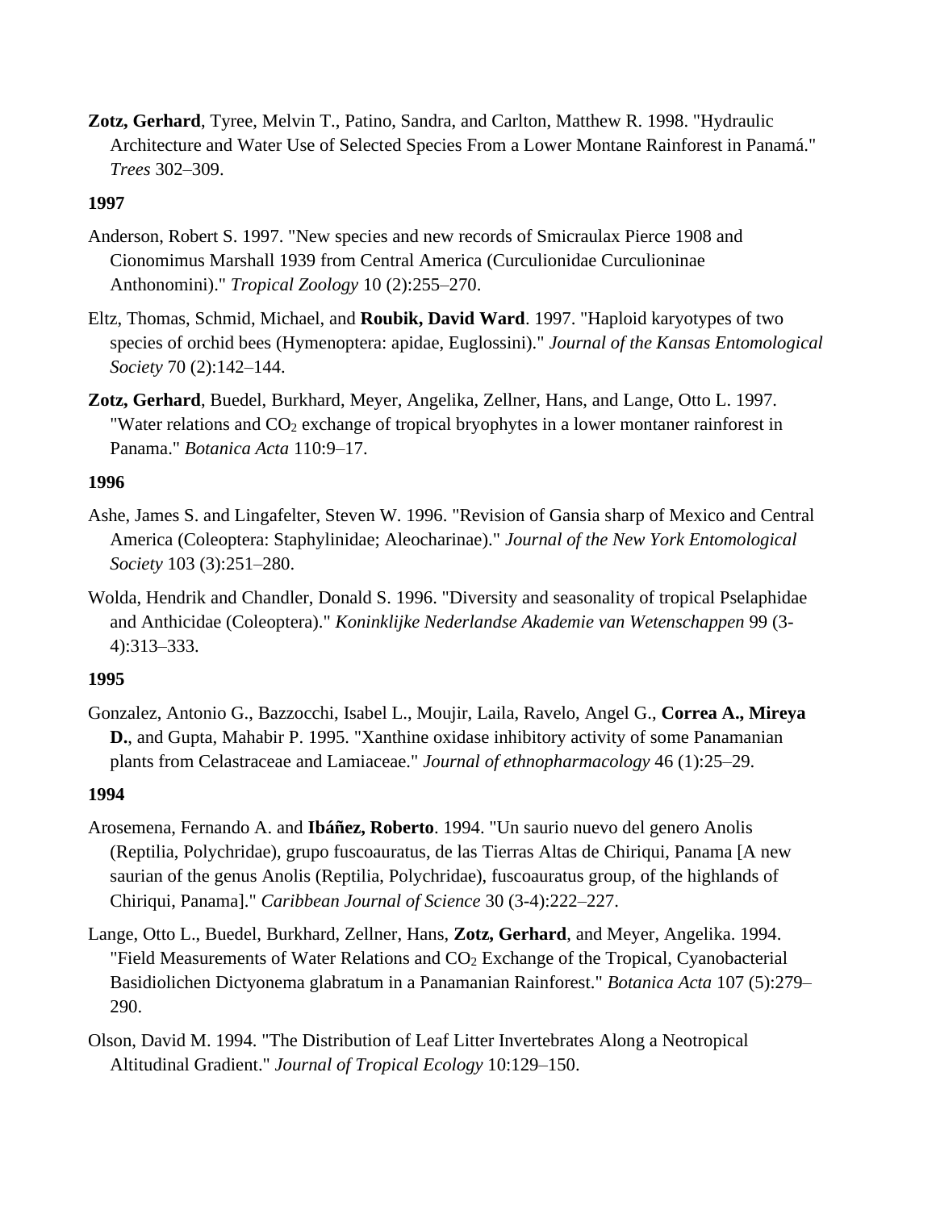**Zotz, Gerhard**, Tyree, Melvin T., Patino, Sandra, and Carlton, Matthew R. 1998. "Hydraulic Architecture and Water Use of Selected Species From a Lower Montane Rainforest in Panamá." *Trees* 302–309.

**1997**

Anderson, Robert S. 1997. "New species and new records of Smicraulax Pierce 1908 and Cionomimus Marshall 1939 from Central America (Curculionidae Curculioninae Anthonomini)." *Tropical Zoology* 10 (2):255–270.

Eltz, Thomas, Schmid, Michael, and **Roubik, David Ward**. 1997. "Haploid karyotypes of two species of orchid bees (Hymenoptera: apidae, Euglossini)." *Journal of the Kansas Entomological Society* 70 (2):142–144.

**Zotz, Gerhard**, Buedel, Burkhard, Meyer, Angelika, Zellner, Hans, and Lange, Otto L. 1997. "Water relations and $CO_2$ exchange of tropical bryophytes in a lower montaner rainforest in Panama." *Botanica Acta* 110:9–17.

**1996**

Ashe, James S. and Lingafelter, Steven W. 1996. "Revision of Gansia sharp of Mexico and Central America (Coleoptera: Staphylinidae; Aleocharinae)." *Journal of the New York Entomological Society* 103 (3):251–280.

Wolda, Hendrik and Chandler, Donald S. 1996. "Diversity and seasonality of tropical Pselaphidae and Anthicidae (Coleoptera)." *Koninklijke Nederlandse Akademie van Wetenschappen* 99 (3-4):313–333.

**1995**

Gonzalez, Antonio G., Bazzocchi, Isabel L., Moujir, Laila, Ravelo, Angel G., **Correa A., Mireya D.**, and Gupta, Mahabir P. 1995. "Xanthine oxidase inhibitory activity of some Panamanian plants from Celastraceae and Lamiaceae." *Journal of ethnopharmacology* 46 (1):25–29.

**1994**

Arosemena, Fernando A. and **Ibáñez, Roberto**. 1994. "Un saurio nuevo del genero Anolis (Reptilia, Polychridae), grupo fuscoauratus, de las Tierras Altas de Chiriqui, Panama [A new saurian of the genus Anolis (Reptilia, Polychridae), fuscoauratus group, of the highlands of Chiriqui, Panama]." *Caribbean Journal of Science* 30 (3-4):222–227.

Lange, Otto L., Buedel, Burkhard, Zellner, Hans, **Zotz, Gerhard**, and Meyer, Angelika. 1994. "Field Measurements of Water Relations and $CO_2$ Exchange of the Tropical, Cyanobacterial Basidiolichen Dictyonema glabratum in a Panamanian Rainforest." *Botanica Acta* 107 (5):279–290.

Olson, David M. 1994. "The Distribution of Leaf Litter Invertebrates Along a Neotropical Altitudinal Gradient." *Journal of Tropical Ecology* 10:129–150.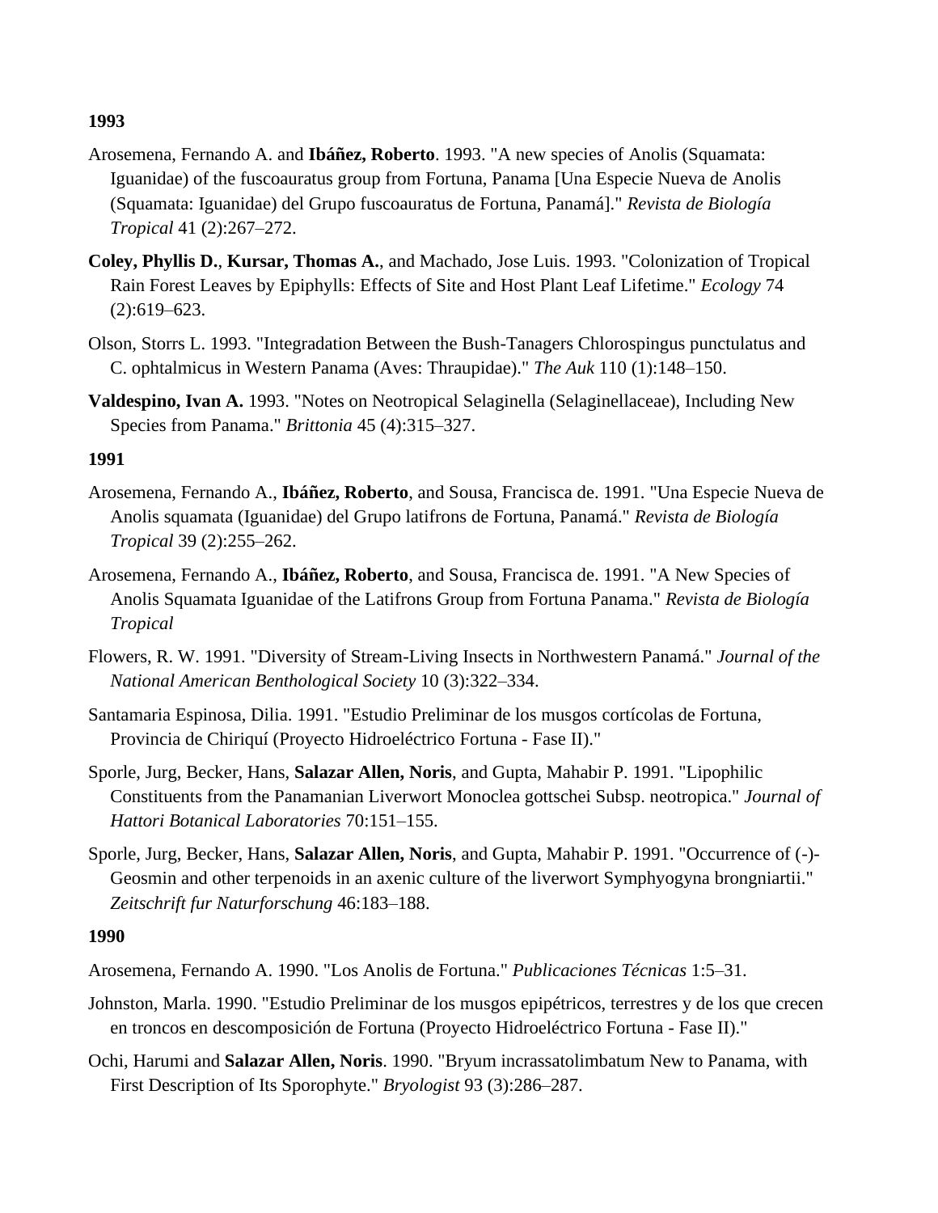**1993**

Arosemena, Fernando A. and **Ibáñez, Roberto**. 1993. "A new species of Anolis (Squamata: Iguanidae) of the fuscoauratus group from Fortuna, Panama [Una Especie Nueva de Anolis (Squamata: Iguanidae) del Grupo fuscoauratus de Fortuna, Panamá]." *Revista de Biología Tropical* 41 (2):267–272.

**Coley, Phyllis D.**, **Kursar, Thomas A.**, and Machado, Jose Luis. 1993. "Colonization of Tropical Rain Forest Leaves by Epiphylls: Effects of Site and Host Plant Leaf Lifetime." *Ecology* 74 (2):619–623.

Olson, Storrs L. 1993. "Integradation Between the Bush-Tanagers Chlorospingus punctulatus and C. ophtalmicus in Western Panama (Aves: Thraupidae)." *The Auk* 110 (1):148–150.

**Valdespino, Ivan A.** 1993. "Notes on Neotropical Selaginella (Selaginellaceae), Including New Species from Panama." *Brittonia* 45 (4):315–327.

**1991**

Arosemena, Fernando A., **Ibáñez, Roberto**, and Sousa, Francisca de. 1991. "Una Especie Nueva de Anolis squamata (Iguanidae) del Grupo latifrons de Fortuna, Panamá." *Revista de Biología Tropical* 39 (2):255–262.

Arosemena, Fernando A., **Ibáñez, Roberto**, and Sousa, Francisca de. 1991. "A New Species of Anolis Squamata Iguanidae of the Latifrons Group from Fortuna Panama." *Revista de Biología Tropical*

Flowers, R. W. 1991. "Diversity of Stream-Living Insects in Northwestern Panamá." *Journal of the National American Benthological Society* 10 (3):322–334.

Santamaria Espinosa, Dilia. 1991. "Estudio Preliminar de los musgos cortícolas de Fortuna, Provincia de Chiriquí (Proyecto Hidroeléctrico Fortuna - Fase II)."

Sporle, Jurg, Becker, Hans, **Salazar Allen, Noris**, and Gupta, Mahabir P. 1991. "Lipophilic Constituents from the Panamanian Liverwort Monoclea gottschei Subsp. neotropica." *Journal of Hattori Botanical Laboratories* 70:151–155.

Sporle, Jurg, Becker, Hans, **Salazar Allen, Noris**, and Gupta, Mahabir P. 1991. "Occurrence of (-)-Geosmin and other terpenoids in an axenic culture of the liverwort Symphyogyna brongniartii." *Zeitschrift fur Naturforschung* 46:183–188.

**1990**

Arosemena, Fernando A. 1990. "Los Anolis de Fortuna." *Publicaciones Técnicas* 1:5–31.

Johnston, Marla. 1990. "Estudio Preliminar de los musgos epipétricos, terrestres y de los que crecen en troncos en descomposición de Fortuna (Proyecto Hidroeléctrico Fortuna - Fase II)."

Ochi, Harumi and **Salazar Allen, Noris**. 1990. "Bryum incrassatolimbatum New to Panama, with First Description of Its Sporophyte." *Bryologist* 93 (3):286–287.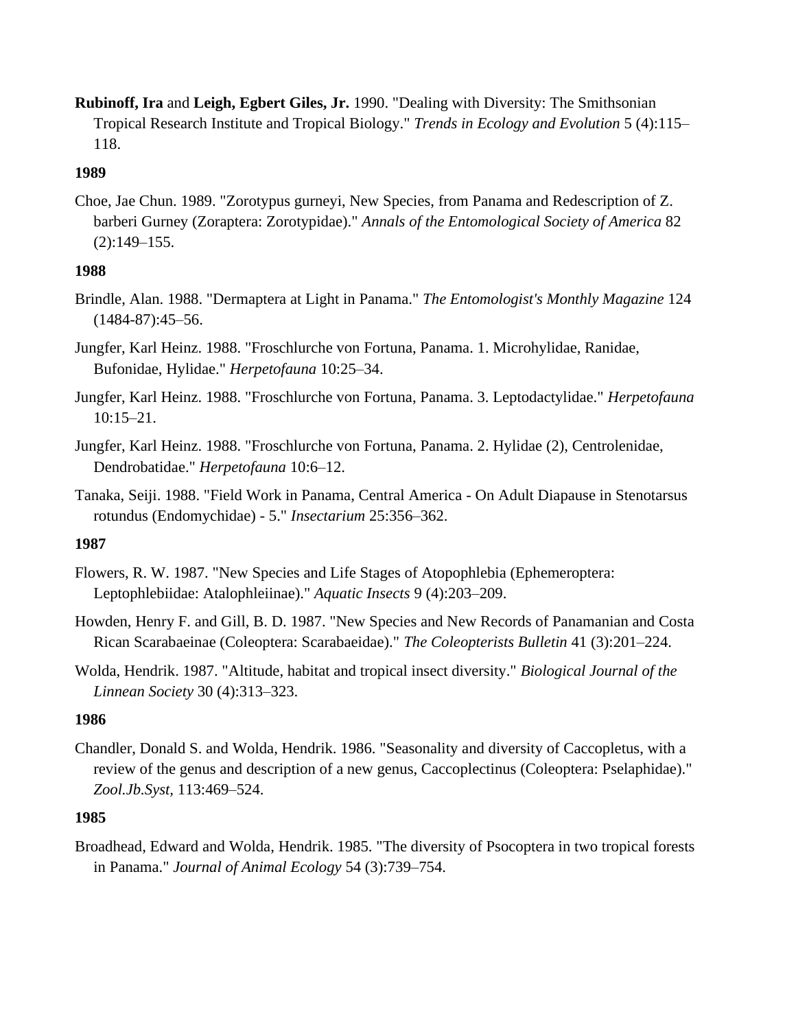**Rubinoff, Ira** and **Leigh, Egbert Giles, Jr.** 1990. "Dealing with Diversity: The Smithsonian Tropical Research Institute and Tropical Biology." *Trends in Ecology and Evolution* 5 (4):115–118.

**1989**

Choe, Jae Chun. 1989. "Zorotypus gurneyi, New Species, from Panama and Redescription of Z. barberi Gurney (Zoraptera: Zorotypidae)." *Annals of the Entomological Society of America* 82 (2):149–155.

**1988**

Brindle, Alan. 1988. "Dermaptera at Light in Panama." *The Entomologist's Monthly Magazine* 124 (1484-87):45–56.

Jungfer, Karl Heinz. 1988. "Froschlurche von Fortuna, Panama. 1. Microhylidae, Ranidae, Bufonidae, Hylidae." *Herpetofauna* 10:25–34.

Jungfer, Karl Heinz. 1988. "Froschlurche von Fortuna, Panama. 3. Leptodactylidae." *Herpetofauna* 10:15–21.

Jungfer, Karl Heinz. 1988. "Froschlurche von Fortuna, Panama. 2. Hylidae (2), Centrolenidae, Dendrobatidae." *Herpetofauna* 10:6–12.

Tanaka, Seiji. 1988. "Field Work in Panama, Central America - On Adult Diapause in Stenotarsus rotundus (Endomychidae) - 5." *Insectarium* 25:356–362.

**1987**

Flowers, R. W. 1987. "New Species and Life Stages of Atopophlebia (Ephemeroptera: Leptophlebiidae: Atalophleiinae)." *Aquatic Insects* 9 (4):203–209.

Howden, Henry F. and Gill, B. D. 1987. "New Species and New Records of Panamanian and Costa Rican Scarabaeinae (Coleoptera: Scarabaeidae)." *The Coleopterists Bulletin* 41 (3):201–224.

Wolda, Hendrik. 1987. "Altitude, habitat and tropical insect diversity." *Biological Journal of the Linnean Society* 30 (4):313–323.

**1986**

Chandler, Donald S. and Wolda, Hendrik. 1986. "Seasonality and diversity of Caccopletus, with a review of the genus and description of a new genus, Caccoplectinus (Coleoptera: Pselaphidae)." *Zool.Jb.Syst,* 113:469–524.

**1985**

Broadhead, Edward and Wolda, Hendrik. 1985. "The diversity of Psocoptera in two tropical forests in Panama." *Journal of Animal Ecology* 54 (3):739–754.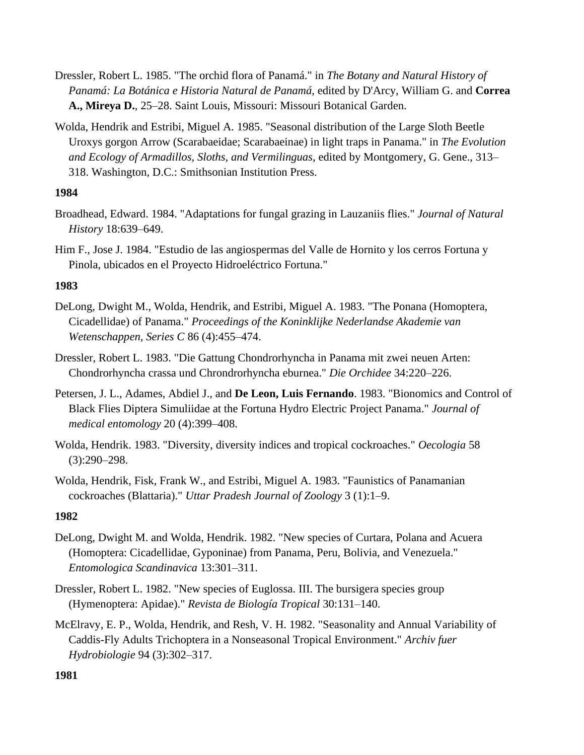Dressler, Robert L. 1985. "The orchid flora of Panamá." in *The Botany and Natural History of Panamá: La Botánica e Historia Natural de Panamá*, edited by D'Arcy, William G. and **Correa A., Mireya D.**, 25–28. Saint Louis, Missouri: Missouri Botanical Garden.

Wolda, Hendrik and Estribi, Miguel A. 1985. "Seasonal distribution of the Large Sloth Beetle Uroxys gorgon Arrow (Scarabaeidae; Scarabaeinae) in light traps in Panama." in *The Evolution and Ecology of Armadillos, Sloths, and Vermilinguas*, edited by Montgomery, G. Gene., 313–318. Washington, D.C.: Smithsonian Institution Press.

**1984**

Broadhead, Edward. 1984. "Adaptations for fungal grazing in Lauzaniis flies." *Journal of Natural History* 18:639–649.

Him F., Jose J. 1984. "Estudio de las angiospermas del Valle de Hornito y los cerros Fortuna y Pinola, ubicados en el Proyecto Hidroeléctrico Fortuna."

**1983**

DeLong, Dwight M., Wolda, Hendrik, and Estribi, Miguel A. 1983. "The Ponana (Homoptera, Cicadellidae) of Panama." *Proceedings of the Koninklijke Nederlandse Akademie van Wetenschappen, Series C* 86 (4):455–474.

Dressler, Robert L. 1983. "Die Gattung Chondrorhyncha in Panama mit zwei neuen Arten: Chondrorhyncha crassa und Chrondrorhyncha eburnea." *Die Orchidee* 34:220–226.

Petersen, J. L., Adames, Abdiel J., and **De Leon, Luis Fernando**. 1983. "Bionomics and Control of Black Flies Diptera Simuliidae at the Fortuna Hydro Electric Project Panama." *Journal of medical entomology* 20 (4):399–408.

Wolda, Hendrik. 1983. "Diversity, diversity indices and tropical cockroaches." *Oecologia* 58 (3):290–298.

Wolda, Hendrik, Fisk, Frank W., and Estribi, Miguel A. 1983. "Faunistics of Panamanian cockroaches (Blattaria)." *Uttar Pradesh Journal of Zoology* 3 (1):1–9.

**1982**

DeLong, Dwight M. and Wolda, Hendrik. 1982. "New species of Curtara, Polana and Acuera (Homoptera: Cicadellidae, Gyponinae) from Panama, Peru, Bolivia, and Venezuela." *Entomologica Scandinavica* 13:301–311.

Dressler, Robert L. 1982. "New species of Euglossa. III. The bursigera species group (Hymenoptera: Apidae)." *Revista de Biología Tropical* 30:131–140.

McElravy, E. P., Wolda, Hendrik, and Resh, V. H. 1982. "Seasonality and Annual Variability of Caddis-Fly Adults Trichoptera in a Nonseasonal Tropical Environment." *Archiv fuer Hydrobiologie* 94 (3):302–317.

**1981**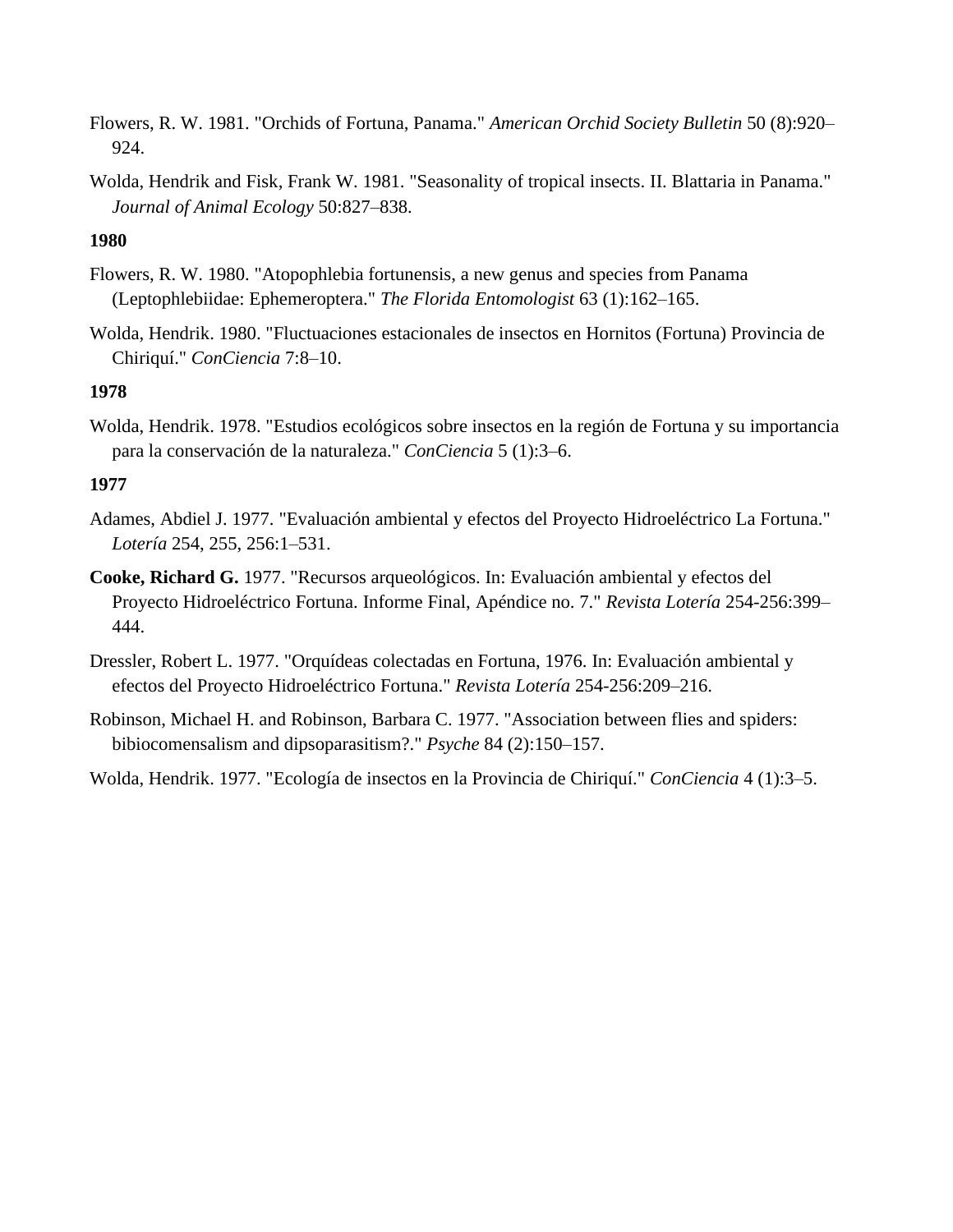Flowers, R. W. 1981. "Orchids of Fortuna, Panama." *American Orchid Society Bulletin* 50 (8):920–924.

Wolda, Hendrik and Fisk, Frank W. 1981. "Seasonality of tropical insects. II. Blattaria in Panama." *Journal of Animal Ecology* 50:827–838.

**1980**

Flowers, R. W. 1980. "Atopophlebia fortunensis, a new genus and species from Panama (Leptophlebiidae: Ephemeroptera." *The Florida Entomologist* 63 (1):162–165.

Wolda, Hendrik. 1980. "Fluctuaciones estacionales de insectos en Hornitos (Fortuna) Provincia de Chiriquí." *ConCiencia* 7:8–10.

**1978**

Wolda, Hendrik. 1978. "Estudios ecológicos sobre insectos en la región de Fortuna y su importancia para la conservación de la naturaleza." *ConCiencia* 5 (1):3–6.

**1977**

Adames, Abdiel J. 1977. "Evaluación ambiental y efectos del Proyecto Hidroeléctrico La Fortuna." *Lotería* 254, 255, 256:1–531.

**Cooke, Richard G.** 1977. "Recursos arqueológicos. In: Evaluación ambiental y efectos del Proyecto Hidroeléctrico Fortuna. Informe Final, Apéndice no. 7." *Revista Lotería* 254-256:399–444.

Dressler, Robert L. 1977. "Orquídeas colectadas en Fortuna, 1976. In: Evaluación ambiental y efectos del Proyecto Hidroeléctrico Fortuna." *Revista Lotería* 254-256:209–216.

Robinson, Michael H. and Robinson, Barbara C. 1977. "Association between flies and spiders: bibiocomensalism and dipsoparasitism?." *Psyche* 84 (2):150–157.

Wolda, Hendrik. 1977. "Ecología de insectos en la Provincia de Chiriquí." *ConCiencia* 4 (1):3–5.